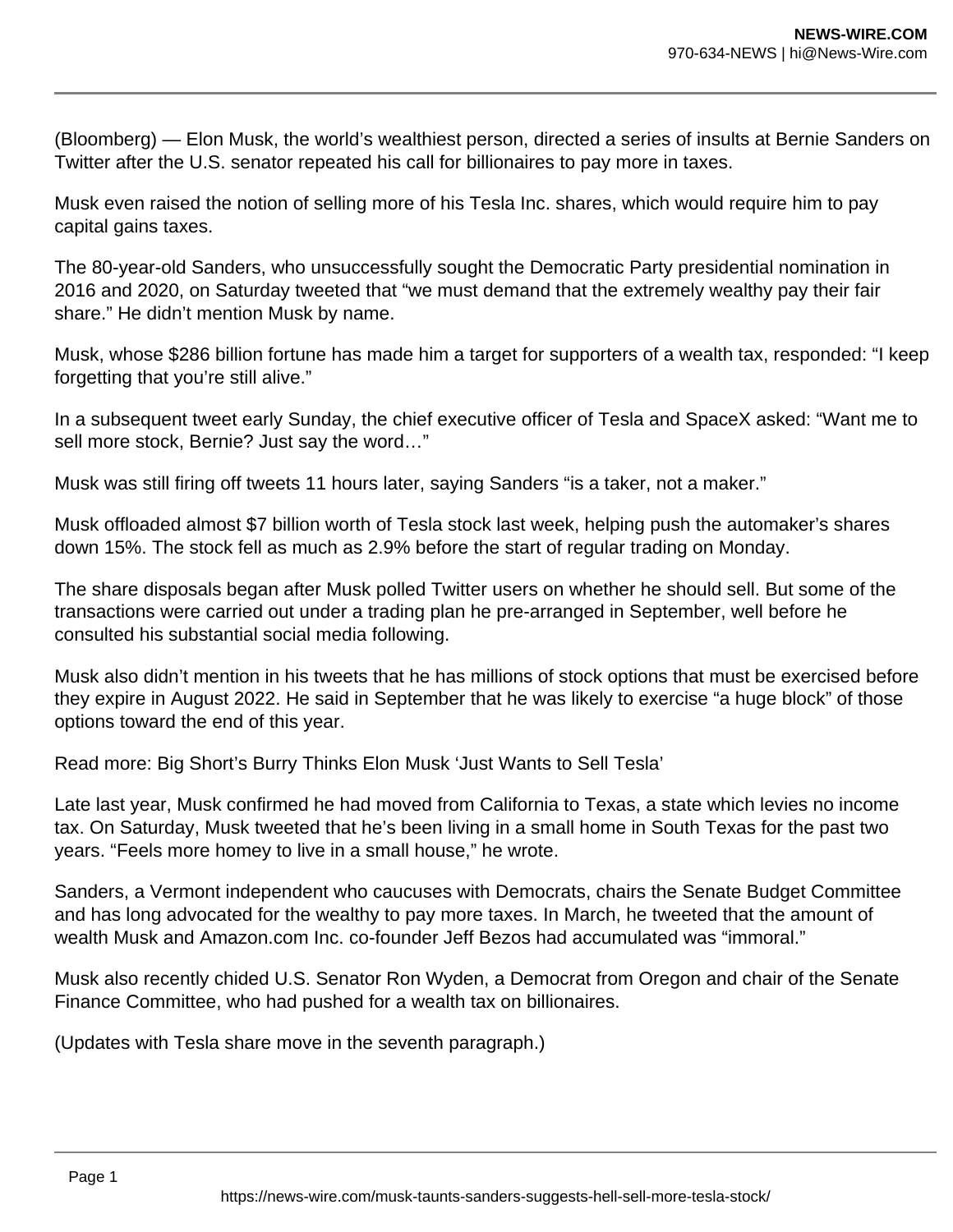(Bloomberg) — Elon Musk, the world's wealthiest person, directed a series of insults at Bernie Sanders on Twitter after the U.S. senator repeated his call for billionaires to pay more in taxes.

Musk even raised the notion of selling more of his Tesla Inc. shares, which would require him to pay capital gains taxes.

The 80-year-old Sanders, who unsuccessfully sought the Democratic Party presidential nomination in 2016 and 2020, on Saturday tweeted that "we must demand that the extremely wealthy pay their fair share." He didn't mention Musk by name.

Musk, whose $286 billion fortune has made him a target for supporters of a wealth tax, responded: "I keep forgetting that you're still alive."

In a subsequent tweet early Sunday, the chief executive officer of Tesla and SpaceX asked: "Want me to sell more stock, Bernie? Just say the word…"

Musk was still firing off tweets 11 hours later, saying Sanders "is a taker, not a maker."

Musk offloaded almost $7 billion worth of Tesla stock last week, helping push the automaker's shares down 15%. The stock fell as much as 2.9% before the start of regular trading on Monday.

The share disposals began after Musk polled Twitter users on whether he should sell. But some of the transactions were carried out under a trading plan he pre-arranged in September, well before he consulted his substantial social media following.

Musk also didn't mention in his tweets that he has millions of stock options that must be exercised before they expire in August 2022. He said in September that he was likely to exercise "a huge block" of those options toward the end of this year.

Read more: Big Short's Burry Thinks Elon Musk 'Just Wants to Sell Tesla'

Late last year, Musk confirmed he had moved from California to Texas, a state which levies no income tax. On Saturday, Musk tweeted that he's been living in a small home in South Texas for the past two years. "Feels more homey to live in a small house," he wrote.

Sanders, a Vermont independent who caucuses with Democrats, chairs the Senate Budget Committee and has long advocated for the wealthy to pay more taxes. In March, he tweeted that the amount of wealth Musk and Amazon.com Inc. co-founder Jeff Bezos had accumulated was "immoral."

Musk also recently chided U.S. Senator Ron Wyden, a Democrat from Oregon and chair of the Senate Finance Committee, who had pushed for a wealth tax on billionaires.

(Updates with Tesla share move in the seventh paragraph.)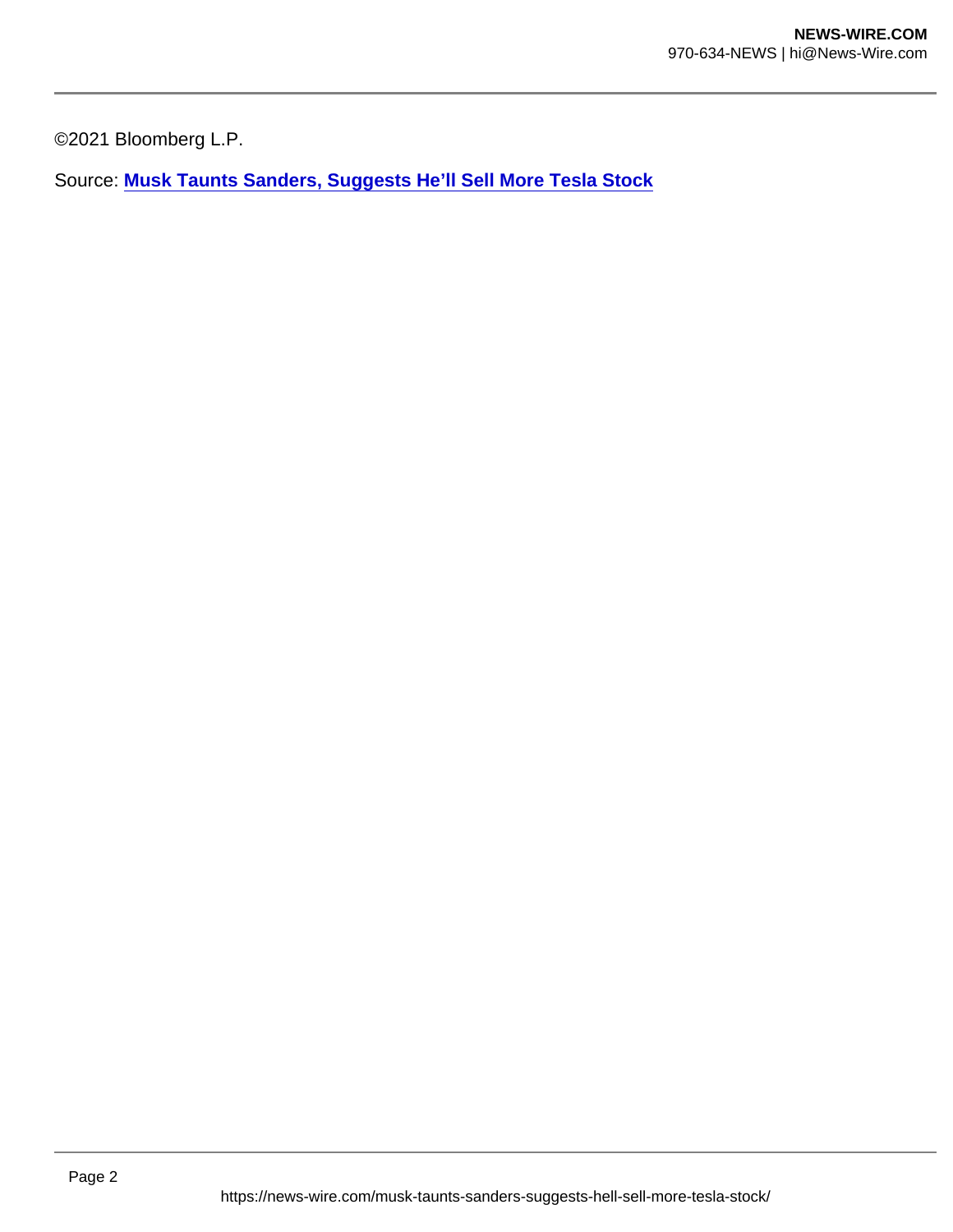©2021 Bloomberg L.P.

Source: **Musk Taunts Sanders, Suggests He'll Sell More Tesla Stock**